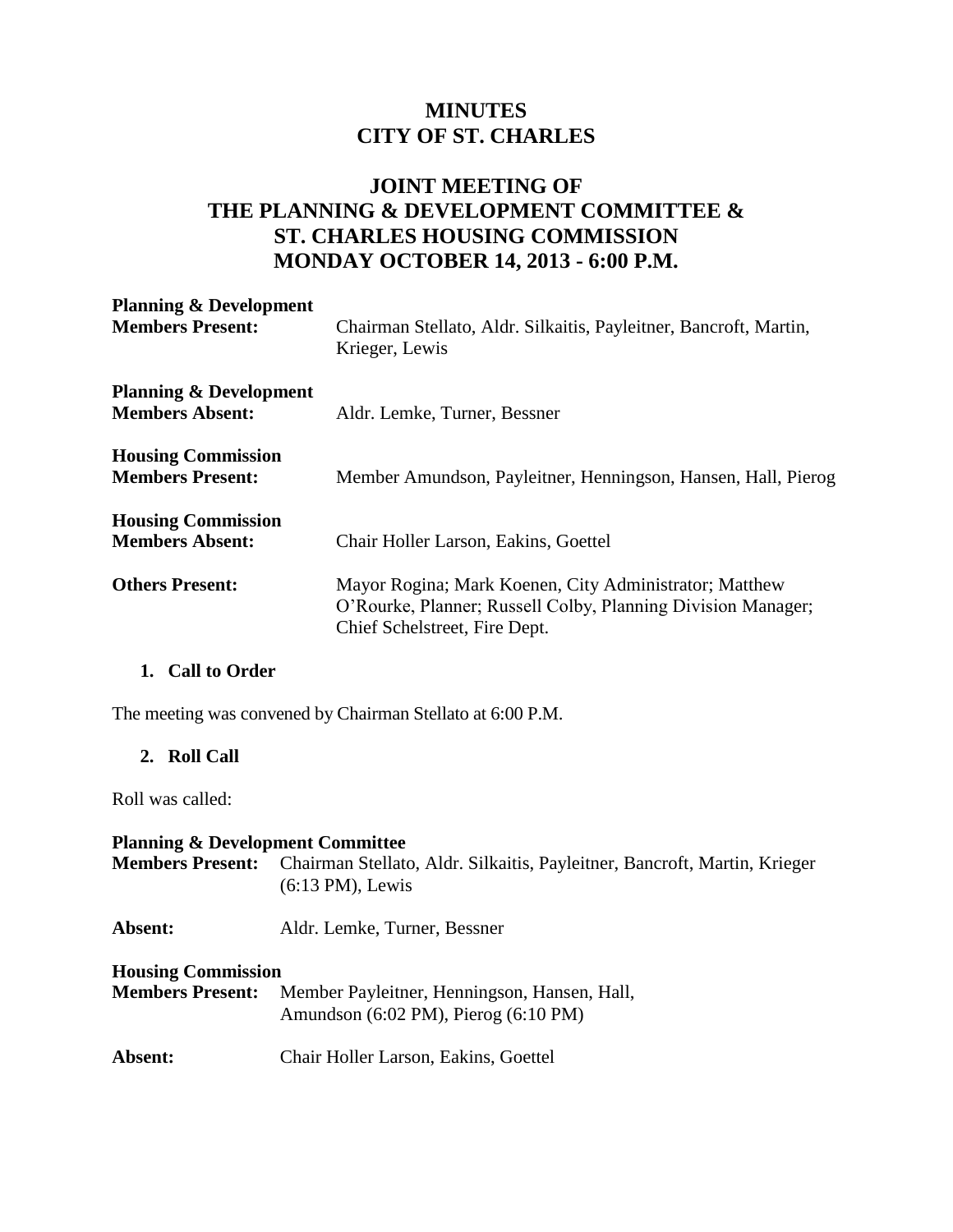# MINUTES
# CITY OF ST. CHARLES

## JOINT MEETING OF THE PLANNING & DEVELOPMENT COMMITTEE & ST. CHARLES HOUSING COMMISSION
## MONDAY OCTOBER 14, 2013 - 6:00 P.M.

**Planning & Development Members Present:** Chairman Stellato, Aldr. Silkaitis, Payleitner, Bancroft, Martin, Krieger, Lewis

**Planning & Development Members Absent:** Aldr. Lemke, Turner, Bessner

**Housing Commission Members Present:** Member Amundson, Payleitner, Henningson, Hansen, Hall, Pierog

**Housing Commission Members Absent:** Chair Holler Larson, Eakins, Goettel

**Others Present:** Mayor Rogina; Mark Koenen, City Administrator; Matthew O'Rourke, Planner; Russell Colby, Planning Division Manager; Chief Schelstreet, Fire Dept.

### 1. Call to Order

The meeting was convened by Chairman Stellato at 6:00 P.M.

### 2. Roll Call

Roll was called:

**Planning & Development Committee**

**Members Present:** Chairman Stellato, Aldr. Silkaitis, Payleitner, Bancroft, Martin, Krieger (6:13 PM), Lewis

**Absent:** Aldr. Lemke, Turner, Bessner

**Housing Commission**

**Members Present:** Member Payleitner, Henningson, Hansen, Hall, Amundson (6:02 PM), Pierog (6:10 PM)

**Absent:** Chair Holler Larson, Eakins, Goettel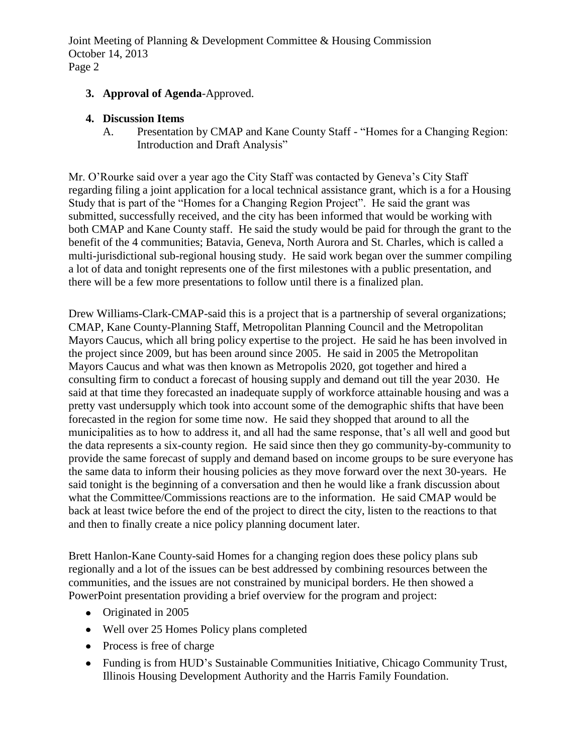3. **Approval of Agenda**-Approved.

4. **Discussion Items**

   A. Presentation by CMAP and Kane County Staff - "Homes for a Changing Region: Introduction and Draft Analysis"

Mr. O'Rourke said over a year ago the City Staff was contacted by Geneva's City Staff regarding filing a joint application for a local technical assistance grant, which is a for a Housing Study that is part of the "Homes for a Changing Region Project". He said the grant was submitted, successfully received, and the city has been informed that would be working with both CMAP and Kane County staff. He said the study would be paid for through the grant to the benefit of the 4 communities; Batavia, Geneva, North Aurora and St. Charles, which is called a multi-jurisdictional sub-regional housing study. He said work began over the summer compiling a lot of data and tonight represents one of the first milestones with a public presentation, and there will be a few more presentations to follow until there is a finalized plan.

Drew Williams-Clark-CMAP-said this is a project that is a partnership of several organizations; CMAP, Kane County-Planning Staff, Metropolitan Planning Council and the Metropolitan Mayors Caucus, which all bring policy expertise to the project. He said he has been involved in the project since 2009, but has been around since 2005. He said in 2005 the Metropolitan Mayors Caucus and what was then known as Metropolis 2020, got together and hired a consulting firm to conduct a forecast of housing supply and demand out till the year 2030. He said at that time they forecasted an inadequate supply of workforce attainable housing and was a pretty vast undersupply which took into account some of the demographic shifts that have been forecasted in the region for some time now. He said they shopped that around to all the municipalities as to how to address it, and all had the same response, that's all well and good but the data represents a six-county region. He said since then they go community-by-community to provide the same forecast of supply and demand based on income groups to be sure everyone has the same data to inform their housing policies as they move forward over the next 30-years. He said tonight is the beginning of a conversation and then he would like a frank discussion about what the Committee/Commissions reactions are to the information. He said CMAP would be back at least twice before the end of the project to direct the city, listen to the reactions to that and then to finally create a nice policy planning document later.

Brett Hanlon-Kane County-said Homes for a changing region does these policy plans sub regionally and a lot of the issues can be best addressed by combining resources between the communities, and the issues are not constrained by municipal borders. He then showed a PowerPoint presentation providing a brief overview for the program and project:

- Originated in 2005
- Well over 25 Homes Policy plans completed
- Process is free of charge
- Funding is from HUD's Sustainable Communities Initiative, Chicago Community Trust, Illinois Housing Development Authority and the Harris Family Foundation.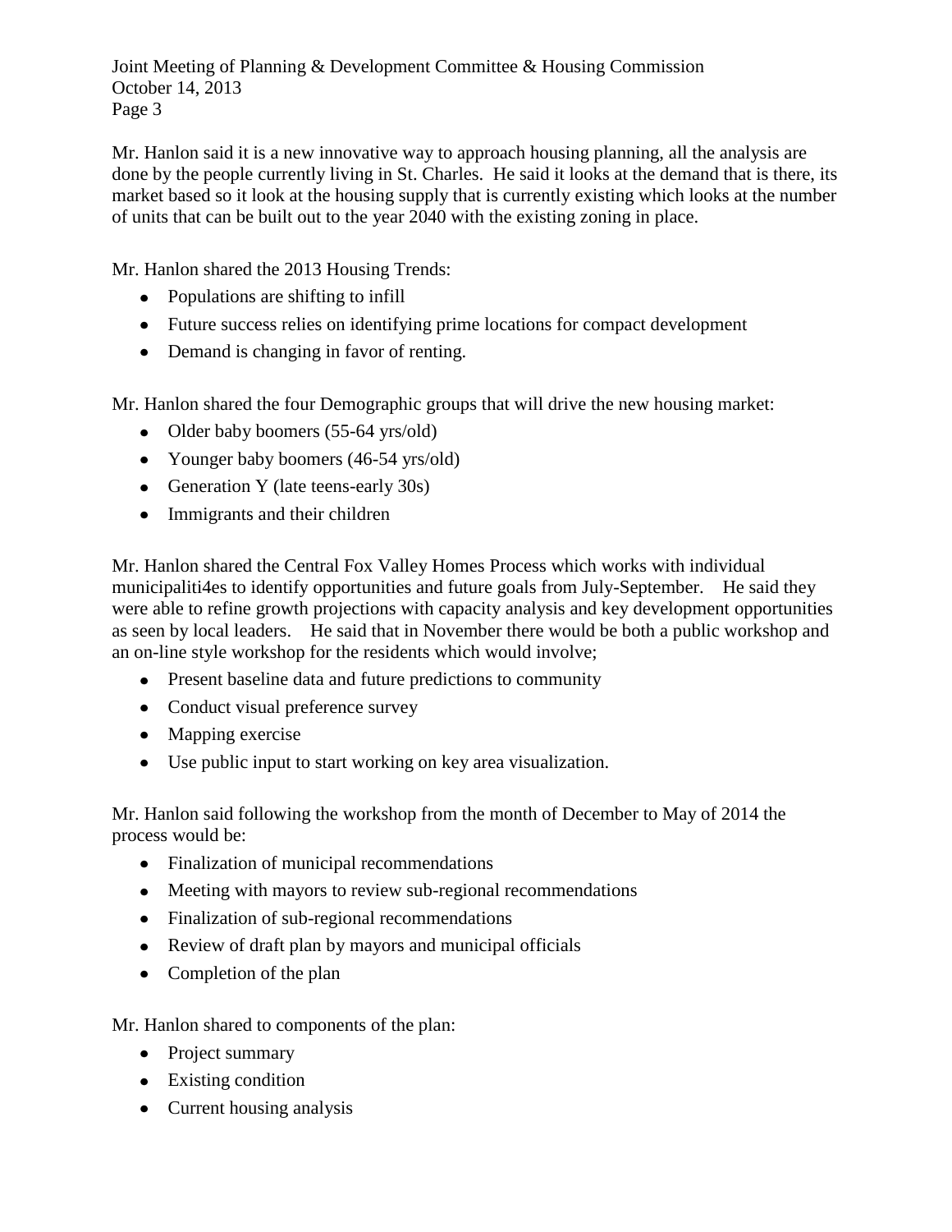Mr. Hanlon said it is a new innovative way to approach housing planning, all the analysis are done by the people currently living in St. Charles. He said it looks at the demand that is there, its market based so it look at the housing supply that is currently existing which looks at the number of units that can be built out to the year 2040 with the existing zoning in place.

Mr. Hanlon shared the 2013 Housing Trends:

- Populations are shifting to infill
- Future success relies on identifying prime locations for compact development
- Demand is changing in favor of renting.

Mr. Hanlon shared the four Demographic groups that will drive the new housing market:

- Older baby boomers (55-64 yrs/old)
- Younger baby boomers (46-54 yrs/old)
- Generation Y (late teens-early 30s)
- Immigrants and their children

Mr. Hanlon shared the Central Fox Valley Homes Process which works with individual municipaliti4es to identify opportunities and future goals from July-September. He said they were able to refine growth projections with capacity analysis and key development opportunities as seen by local leaders. He said that in November there would be both a public workshop and an on-line style workshop for the residents which would involve;

- Present baseline data and future predictions to community
- Conduct visual preference survey
- Mapping exercise
- Use public input to start working on key area visualization.

Mr. Hanlon said following the workshop from the month of December to May of 2014 the process would be:

- Finalization of municipal recommendations
- Meeting with mayors to review sub-regional recommendations
- Finalization of sub-regional recommendations
- Review of draft plan by mayors and municipal officials
- Completion of the plan

Mr. Hanlon shared to components of the plan:

- Project summary
- Existing condition
- Current housing analysis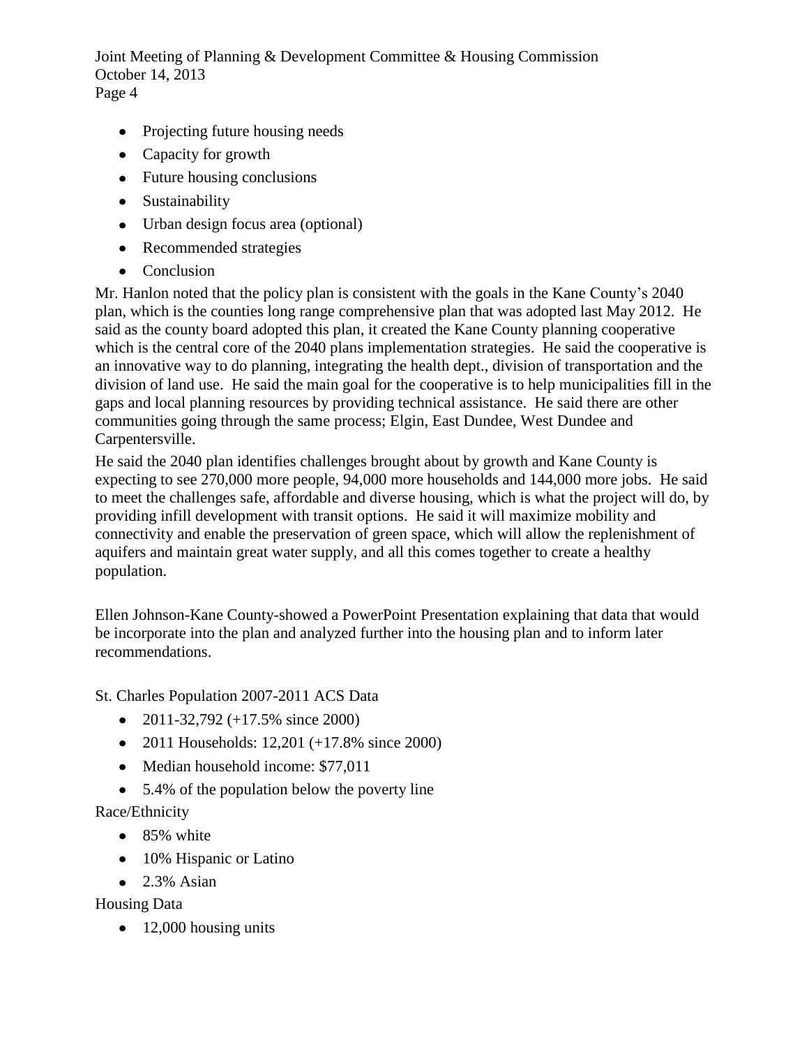- Projecting future housing needs
- Capacity for growth
- Future housing conclusions
- Sustainability
- Urban design focus area (optional)
- Recommended strategies
- Conclusion

Mr. Hanlon noted that the policy plan is consistent with the goals in the Kane County's 2040 plan, which is the counties long range comprehensive plan that was adopted last May 2012. He said as the county board adopted this plan, it created the Kane County planning cooperative which is the central core of the 2040 plans implementation strategies. He said the cooperative is an innovative way to do planning, integrating the health dept., division of transportation and the division of land use. He said the main goal for the cooperative is to help municipalities fill in the gaps and local planning resources by providing technical assistance. He said there are other communities going through the same process; Elgin, East Dundee, West Dundee and Carpentersville.

He said the 2040 plan identifies challenges brought about by growth and Kane County is expecting to see 270,000 more people, 94,000 more households and 144,000 more jobs. He said to meet the challenges safe, affordable and diverse housing, which is what the project will do, by providing infill development with transit options. He said it will maximize mobility and connectivity and enable the preservation of green space, which will allow the replenishment of aquifers and maintain great water supply, and all this comes together to create a healthy population.

Ellen Johnson-Kane County-showed a PowerPoint Presentation explaining that data that would be incorporate into the plan and analyzed further into the housing plan and to inform later recommendations.

St. Charles Population 2007-2011 ACS Data

- 2011-32,792 (+17.5% since 2000)
- 2011 Households: 12,201 (+17.8% since 2000)
- Median household income: $77,011
- 5.4% of the population below the poverty line

Race/Ethnicity

- 85% white
- 10% Hispanic or Latino
- 2.3% Asian

Housing Data

- 12,000 housing units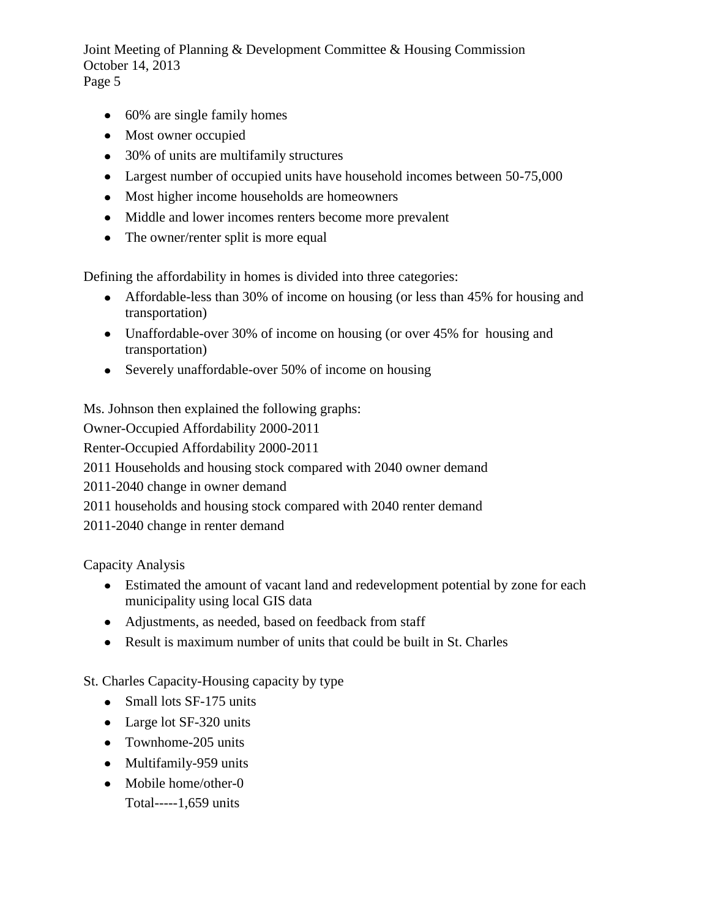- 60% are single family homes
- Most owner occupied
- 30% of units are multifamily structures
- Largest number of occupied units have household incomes between 50-75,000
- Most higher income households are homeowners
- Middle and lower incomes renters become more prevalent
- The owner/renter split is more equal

Defining the affordability in homes is divided into three categories:

- Affordable-less than 30% of income on housing (or less than 45% for housing and transportation)
- Unaffordable-over 30% of income on housing (or over 45% for housing and transportation)
- Severely unaffordable-over 50% of income on housing

Ms. Johnson then explained the following graphs:

Owner-Occupied Affordability 2000-2011

Renter-Occupied Affordability 2000-2011

2011 Households and housing stock compared with 2040 owner demand

2011-2040 change in owner demand

2011 households and housing stock compared with 2040 renter demand

2011-2040 change in renter demand

Capacity Analysis

- Estimated the amount of vacant land and redevelopment potential by zone for each municipality using local GIS data
- Adjustments, as needed, based on feedback from staff
- Result is maximum number of units that could be built in St. Charles

St. Charles Capacity-Housing capacity by type

- Small lots SF-175 units
- Large lot SF-320 units
- Townhome-205 units
- Multifamily-959 units
- Mobile home/other-0

  Total-----1,659 units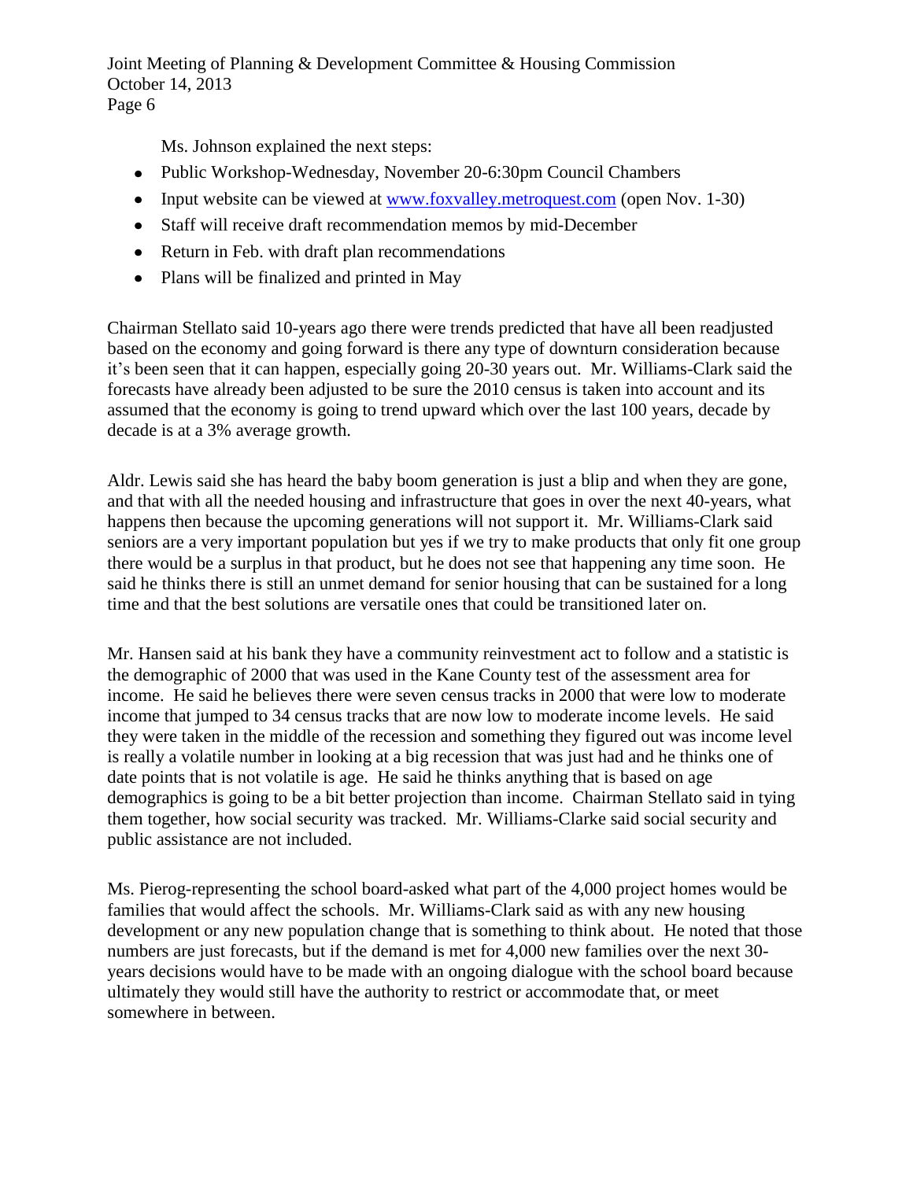Ms. Johnson explained the next steps:

- Public Workshop-Wednesday, November 20-6:30pm Council Chambers
- Input website can be viewed at www.foxvalley.metroquest.com (open Nov. 1-30)
- Staff will receive draft recommendation memos by mid-December
- Return in Feb. with draft plan recommendations
- Plans will be finalized and printed in May

Chairman Stellato said 10-years ago there were trends predicted that have all been readjusted based on the economy and going forward is there any type of downturn consideration because it's been seen that it can happen, especially going 20-30 years out. Mr. Williams-Clark said the forecasts have already been adjusted to be sure the 2010 census is taken into account and its assumed that the economy is going to trend upward which over the last 100 years, decade by decade is at a 3% average growth.

Aldr. Lewis said she has heard the baby boom generation is just a blip and when they are gone, and that with all the needed housing and infrastructure that goes in over the next 40-years, what happens then because the upcoming generations will not support it. Mr. Williams-Clark said seniors are a very important population but yes if we try to make products that only fit one group there would be a surplus in that product, but he does not see that happening any time soon. He said he thinks there is still an unmet demand for senior housing that can be sustained for a long time and that the best solutions are versatile ones that could be transitioned later on.

Mr. Hansen said at his bank they have a community reinvestment act to follow and a statistic is the demographic of 2000 that was used in the Kane County test of the assessment area for income. He said he believes there were seven census tracks in 2000 that were low to moderate income that jumped to 34 census tracks that are now low to moderate income levels. He said they were taken in the middle of the recession and something they figured out was income level is really a volatile number in looking at a big recession that was just had and he thinks one of date points that is not volatile is age. He said he thinks anything that is based on age demographics is going to be a bit better projection than income. Chairman Stellato said in tying them together, how social security was tracked. Mr. Williams-Clarke said social security and public assistance are not included.

Ms. Pierog-representing the school board-asked what part of the 4,000 project homes would be families that would affect the schools. Mr. Williams-Clark said as with any new housing development or any new population change that is something to think about. He noted that those numbers are just forecasts, but if the demand is met for 4,000 new families over the next 30-years decisions would have to be made with an ongoing dialogue with the school board because ultimately they would still have the authority to restrict or accommodate that, or meet somewhere in between.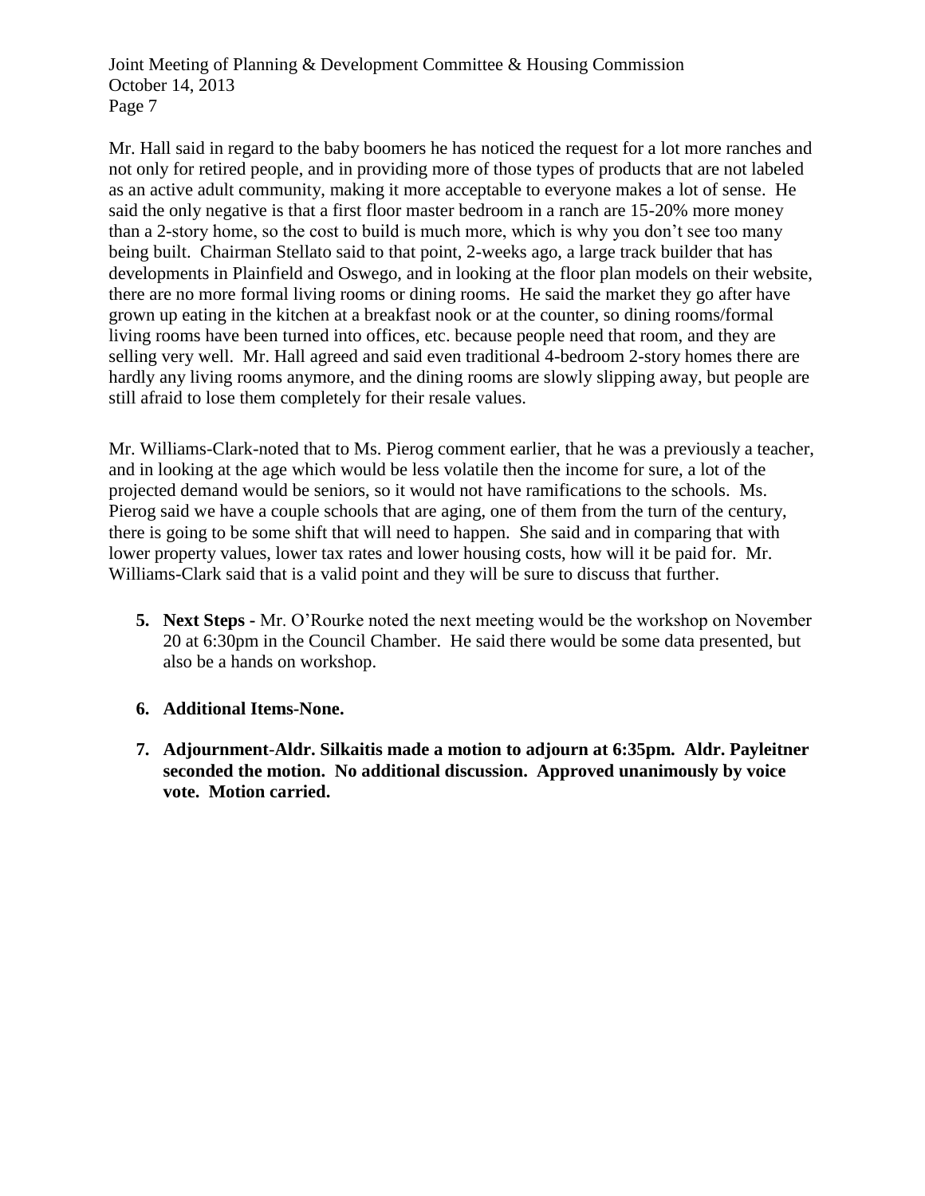Mr. Hall said in regard to the baby boomers he has noticed the request for a lot more ranches and not only for retired people, and in providing more of those types of products that are not labeled as an active adult community, making it more acceptable to everyone makes a lot of sense. He said the only negative is that a first floor master bedroom in a ranch are 15-20% more money than a 2-story home, so the cost to build is much more, which is why you don't see too many being built. Chairman Stellato said to that point, 2-weeks ago, a large track builder that has developments in Plainfield and Oswego, and in looking at the floor plan models on their website, there are no more formal living rooms or dining rooms. He said the market they go after have grown up eating in the kitchen at a breakfast nook or at the counter, so dining rooms/formal living rooms have been turned into offices, etc. because people need that room, and they are selling very well. Mr. Hall agreed and said even traditional 4-bedroom 2-story homes there are hardly any living rooms anymore, and the dining rooms are slowly slipping away, but people are still afraid to lose them completely for their resale values.

Mr. Williams-Clark-noted that to Ms. Pierog comment earlier, that he was a previously a teacher, and in looking at the age which would be less volatile then the income for sure, a lot of the projected demand would be seniors, so it would not have ramifications to the schools. Ms. Pierog said we have a couple schools that are aging, one of them from the turn of the century, there is going to be some shift that will need to happen. She said and in comparing that with lower property values, lower tax rates and lower housing costs, how will it be paid for. Mr. Williams-Clark said that is a valid point and they will be sure to discuss that further.

5. **Next Steps -** Mr. O'Rourke noted the next meeting would be the workshop on November 20 at 6:30pm in the Council Chamber. He said there would be some data presented, but also be a hands on workshop.

6. **Additional Items-None.**

7. **Adjournment-Aldr. Silkaitis made a motion to adjourn at 6:35pm. Aldr. Payleitner seconded the motion. No additional discussion. Approved unanimously by voice vote. Motion carried.**